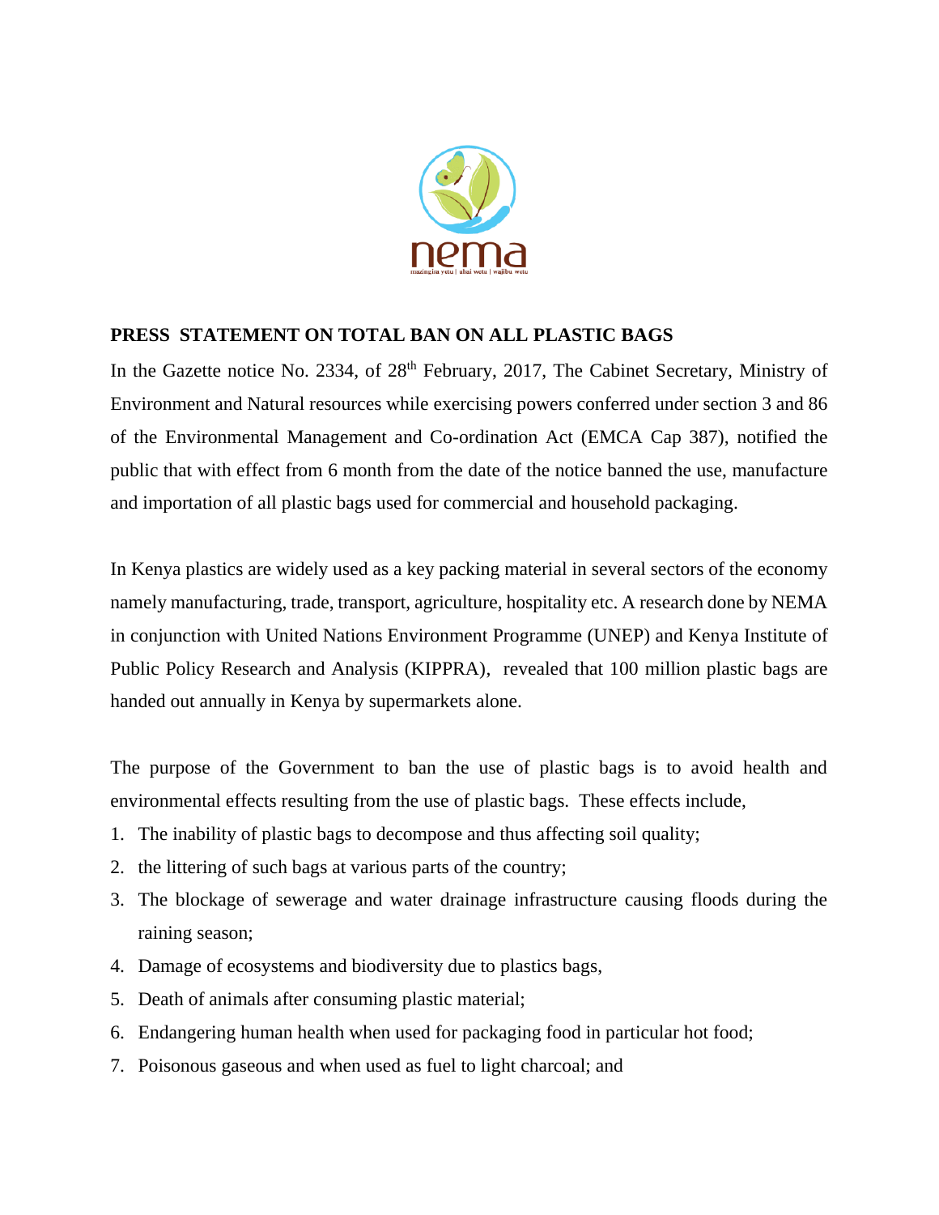**PRESS STATEMENT ON TOTAL BAN ON ALL PLASTIC BAGS**

In the Gazette notice No. 2334, of 28th February, 2017, The Cabinet Secretary, Ministry of Environment and Natural resources while exercising powers conferred under section 3 and 86 of the Environmental Management and Co-ordination Act (EMCA Cap 387), notified the public that with effect from 6 month from the date of the notice banned the use, manufacture and importation of all plastic bags used for commercial and household packaging.

In Kenya plastics are widely used as a key packing material in several sectors of the economy namely manufacturing, trade, transport, agriculture, hospitality etc. A research done by NEMA in conjunction with United Nations Environment Programme (UNEP) and Kenya Institute of Public Policy Research and Analysis (KIPPRA), revealed that 100 million plastic bags are handed out annually in Kenya by supermarkets alone.

The purpose of the Government to ban the use of plastic bags is to avoid health and environmental effects resulting from the use of plastic bags. These effects include,

1. The inability of plastic bags to decompose and thus affecting soil quality;
2. the littering of such bags at various parts of the country;
3. The blockage of sewerage and water drainage infrastructure causing floods during the raining season;
4. Damage of ecosystems and biodiversity due to plastics bags,
5. Death of animals after consuming plastic material;
6. Endangering human health when used for packaging food in particular hot food;
7. Poisonous gaseous and when used as fuel to light charcoal; and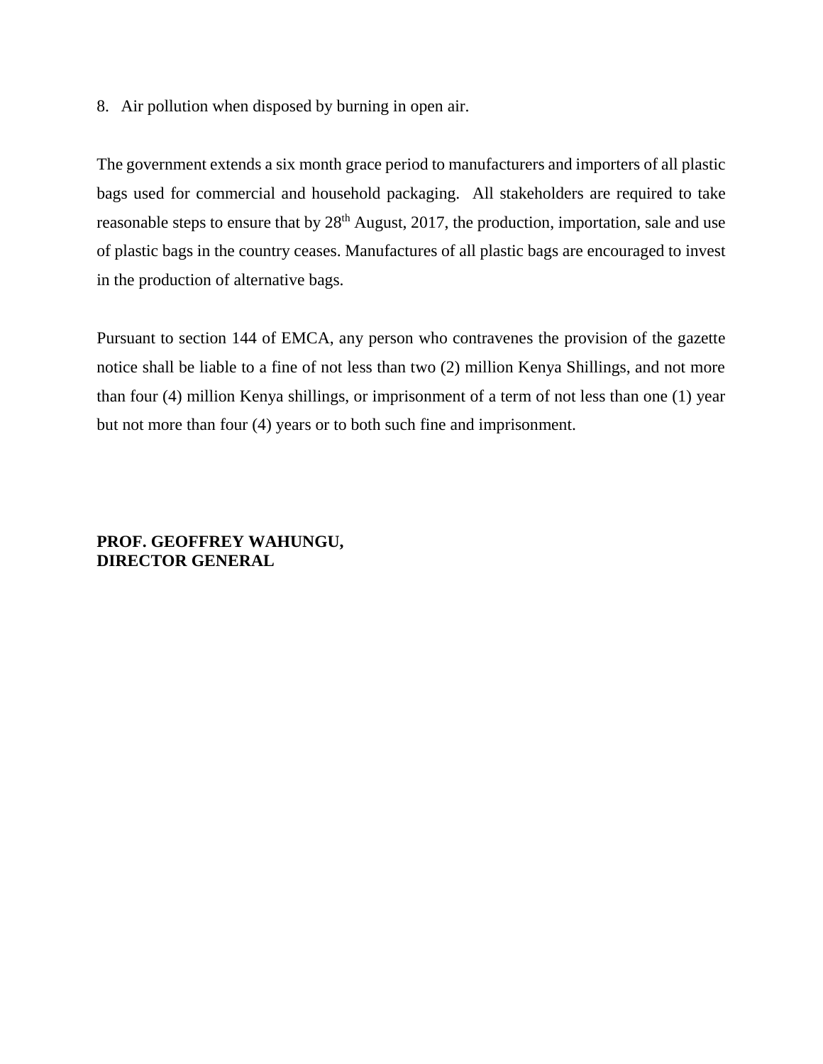8. Air pollution when disposed by burning in open air.

The government extends a six month grace period to manufacturers and importers of all plastic bags used for commercial and household packaging. All stakeholders are required to take reasonable steps to ensure that by 28th August, 2017, the production, importation, sale and use of plastic bags in the country ceases. Manufactures of all plastic bags are encouraged to invest in the production of alternative bags.

Pursuant to section 144 of EMCA, any person who contravenes the provision of the gazette notice shall be liable to a fine of not less than two (2) million Kenya Shillings, and not more than four (4) million Kenya shillings, or imprisonment of a term of not less than one (1) year but not more than four (4) years or to both such fine and imprisonment.

**PROF. GEOFFREY WAHUNGU,**
**DIRECTOR GENERAL**